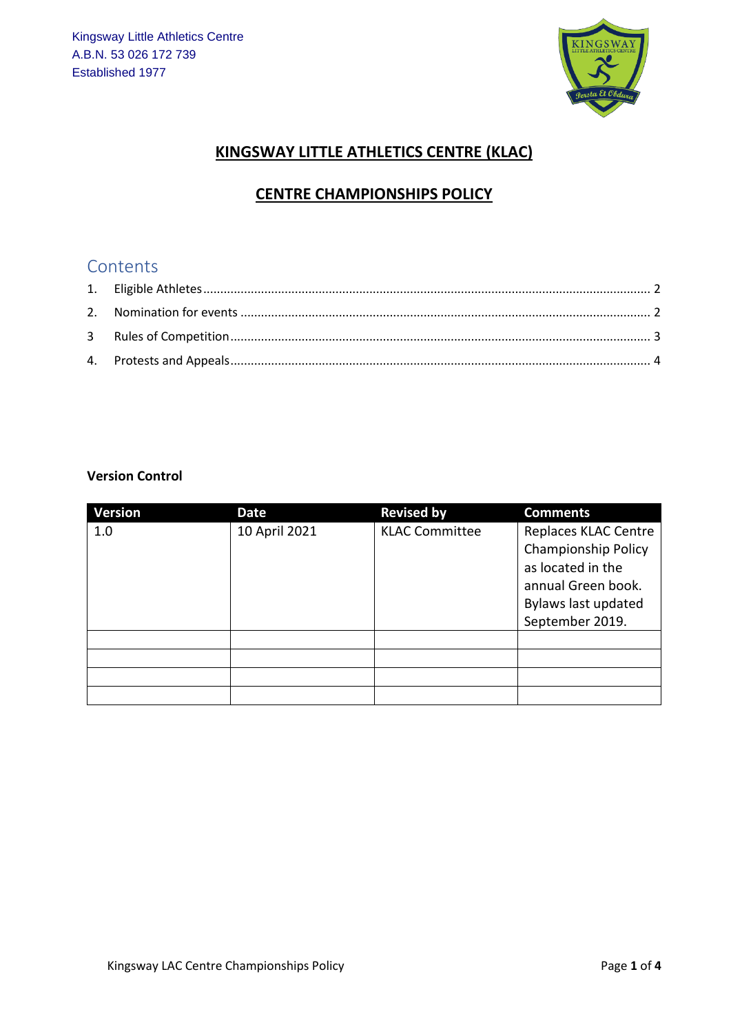Kingsway Little Athletics Centre
A.B.N. 53 026 172 739
Established 1977

# KINGSWAY LITTLE ATHLETICS CENTRE (KLAC)

## CENTRE CHAMPIONSHIPS POLICY

## Contents

1. Eligible Athletes ........ 2
2. Nomination for events ........ 2
3 Rules of Competition ........ 3
4. Protests and Appeals ........ 4

**Version Control**

| Version | Date | Revised by | Comments |
|---|---|---|---|
| 1.0 | 10 April 2021 | KLAC Committee | Replaces KLAC Centre Championship Policy as located in the annual Green book. Bylaws last updated September 2019. |
| | | | |
| | | | |
| | | | |
| | | | |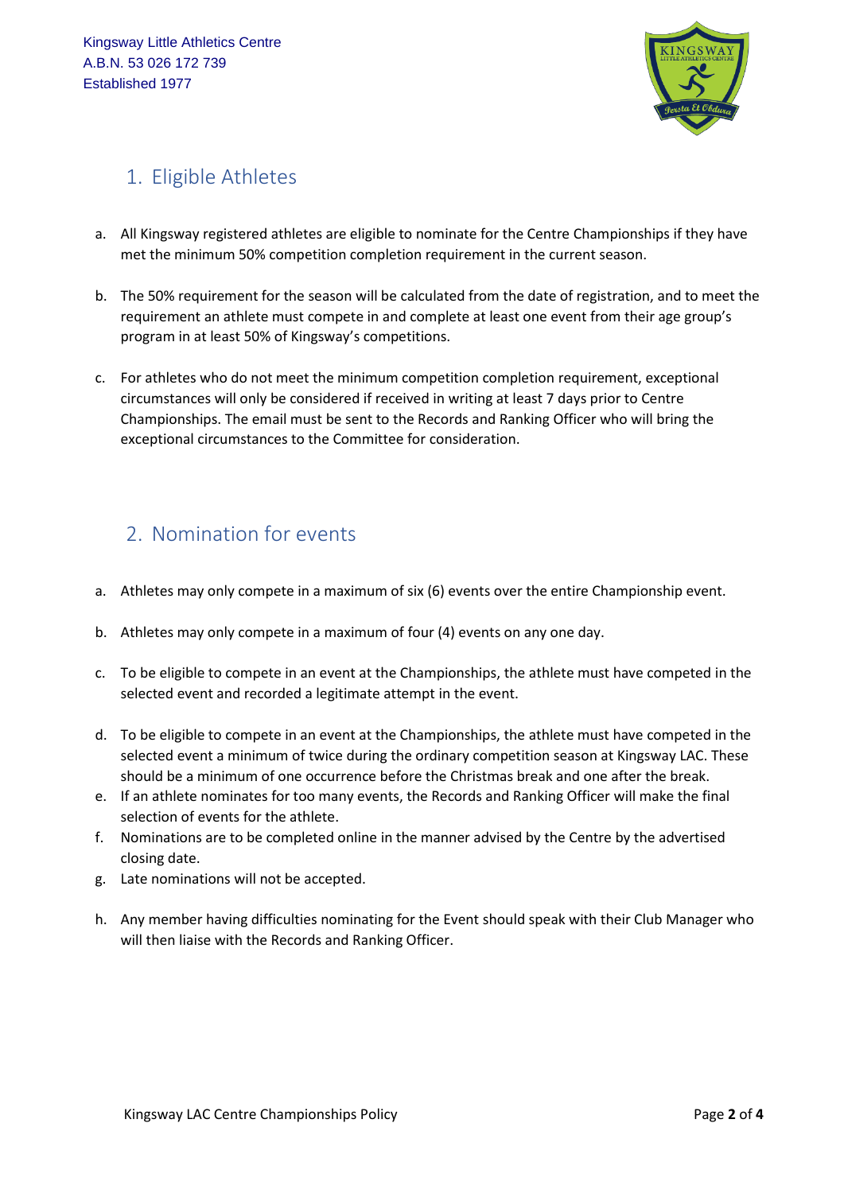Kingsway Little Athletics Centre
A.B.N. 53 026 172 739
Established 1977

## 1. Eligible Athletes

a. All Kingsway registered athletes are eligible to nominate for the Centre Championships if they have met the minimum 50% competition completion requirement in the current season.

b. The 50% requirement for the season will be calculated from the date of registration, and to meet the requirement an athlete must compete in and complete at least one event from their age group's program in at least 50% of Kingsway's competitions.

c. For athletes who do not meet the minimum competition completion requirement, exceptional circumstances will only be considered if received in writing at least 7 days prior to Centre Championships. The email must be sent to the Records and Ranking Officer who will bring the exceptional circumstances to the Committee for consideration.

## 2. Nomination for events

a. Athletes may only compete in a maximum of six (6) events over the entire Championship event.

b. Athletes may only compete in a maximum of four (4) events on any one day.

c. To be eligible to compete in an event at the Championships, the athlete must have competed in the selected event and recorded a legitimate attempt in the event.

d. To be eligible to compete in an event at the Championships, the athlete must have competed in the selected event a minimum of twice during the ordinary competition season at Kingsway LAC. These should be a minimum of one occurrence before the Christmas break and one after the break.

e. If an athlete nominates for too many events, the Records and Ranking Officer will make the final selection of events for the athlete.

f. Nominations are to be completed online in the manner advised by the Centre by the advertised closing date.

g. Late nominations will not be accepted.

h. Any member having difficulties nominating for the Event should speak with their Club Manager who will then liaise with the Records and Ranking Officer.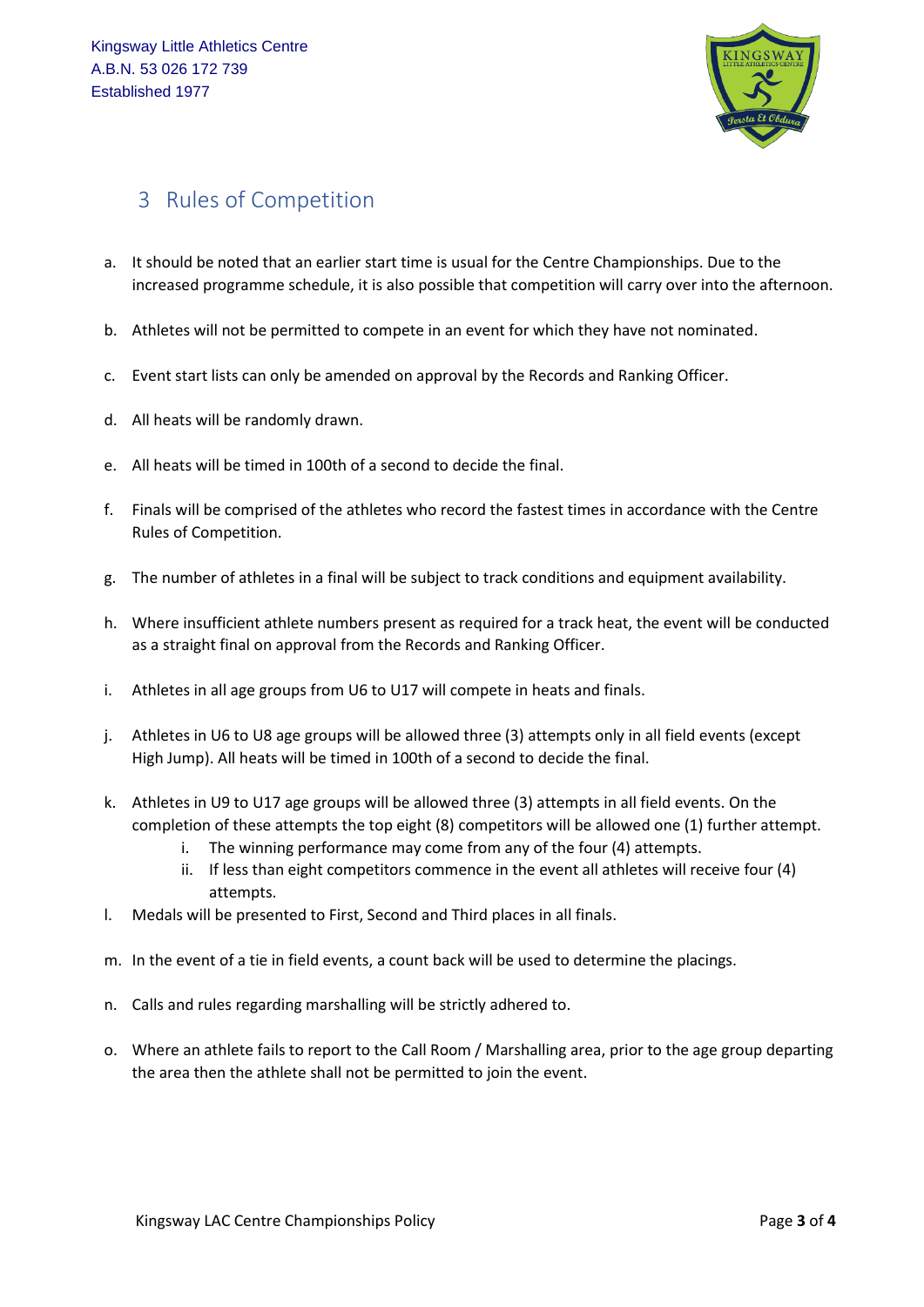Kingsway Little Athletics Centre
A.B.N. 53 026 172 739
Established 1977

## 3 Rules of Competition

a. It should be noted that an earlier start time is usual for the Centre Championships. Due to the increased programme schedule, it is also possible that competition will carry over into the afternoon.

b. Athletes will not be permitted to compete in an event for which they have not nominated.

c. Event start lists can only be amended on approval by the Records and Ranking Officer.

d. All heats will be randomly drawn.

e. All heats will be timed in 100th of a second to decide the final.

f. Finals will be comprised of the athletes who record the fastest times in accordance with the Centre Rules of Competition.

g. The number of athletes in a final will be subject to track conditions and equipment availability.

h. Where insufficient athlete numbers present as required for a track heat, the event will be conducted as a straight final on approval from the Records and Ranking Officer.

i. Athletes in all age groups from U6 to U17 will compete in heats and finals.

j. Athletes in U6 to U8 age groups will be allowed three (3) attempts only in all field events (except High Jump). All heats will be timed in 100th of a second to decide the final.

k. Athletes in U9 to U17 age groups will be allowed three (3) attempts in all field events. On the completion of these attempts the top eight (8) competitors will be allowed one (1) further attempt.
   i. The winning performance may come from any of the four (4) attempts.
   ii. If less than eight competitors commence in the event all athletes will receive four (4) attempts.

l. Medals will be presented to First, Second and Third places in all finals.

m. In the event of a tie in field events, a count back will be used to determine the placings.

n. Calls and rules regarding marshalling will be strictly adhered to.

o. Where an athlete fails to report to the Call Room / Marshalling area, prior to the age group departing the area then the athlete shall not be permitted to join the event.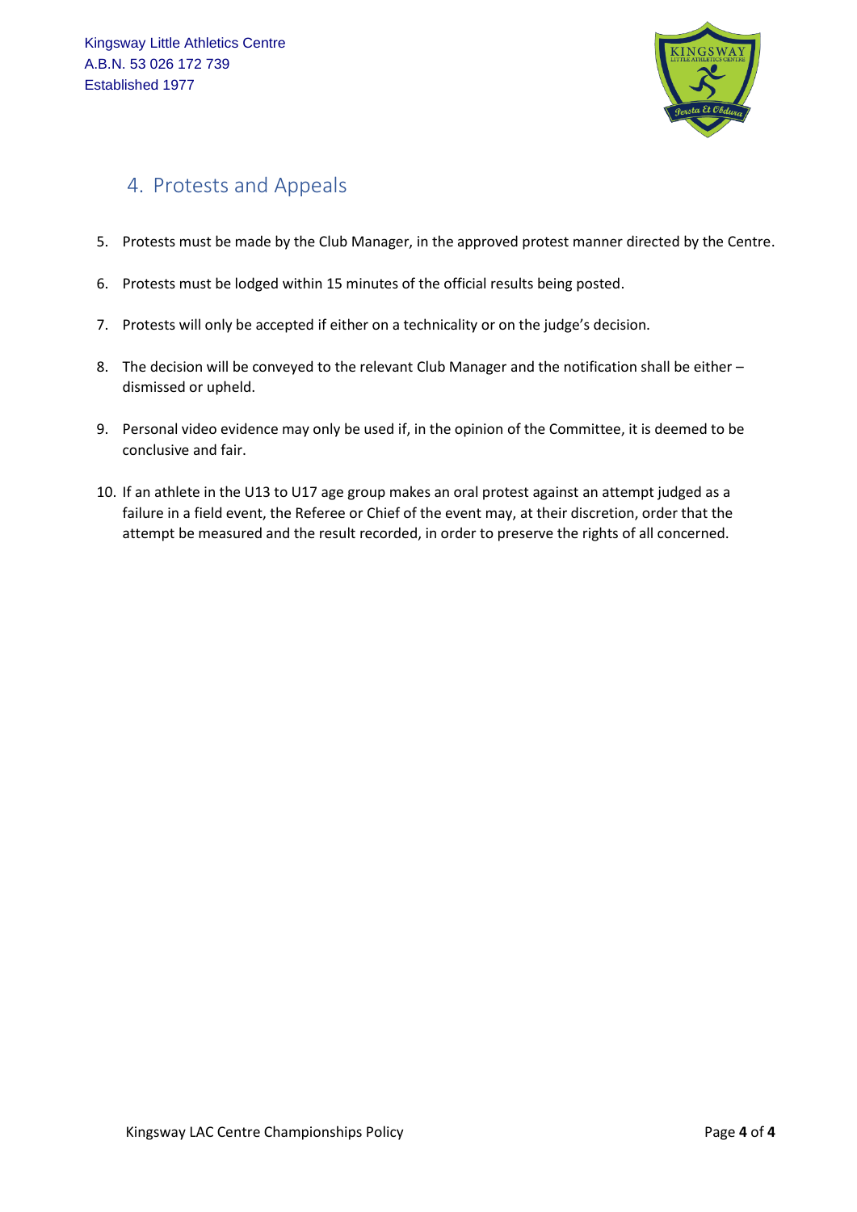Kingsway Little Athletics Centre
A.B.N. 53 026 172 739
Established 1977

## 4. Protests and Appeals

5. Protests must be made by the Club Manager, in the approved protest manner directed by the Centre.

6. Protests must be lodged within 15 minutes of the official results being posted.

7. Protests will only be accepted if either on a technicality or on the judge's decision.

8. The decision will be conveyed to the relevant Club Manager and the notification shall be either – dismissed or upheld.

9. Personal video evidence may only be used if, in the opinion of the Committee, it is deemed to be conclusive and fair.

10. If an athlete in the U13 to U17 age group makes an oral protest against an attempt judged as a failure in a field event, the Referee or Chief of the event may, at their discretion, order that the attempt be measured and the result recorded, in order to preserve the rights of all concerned.